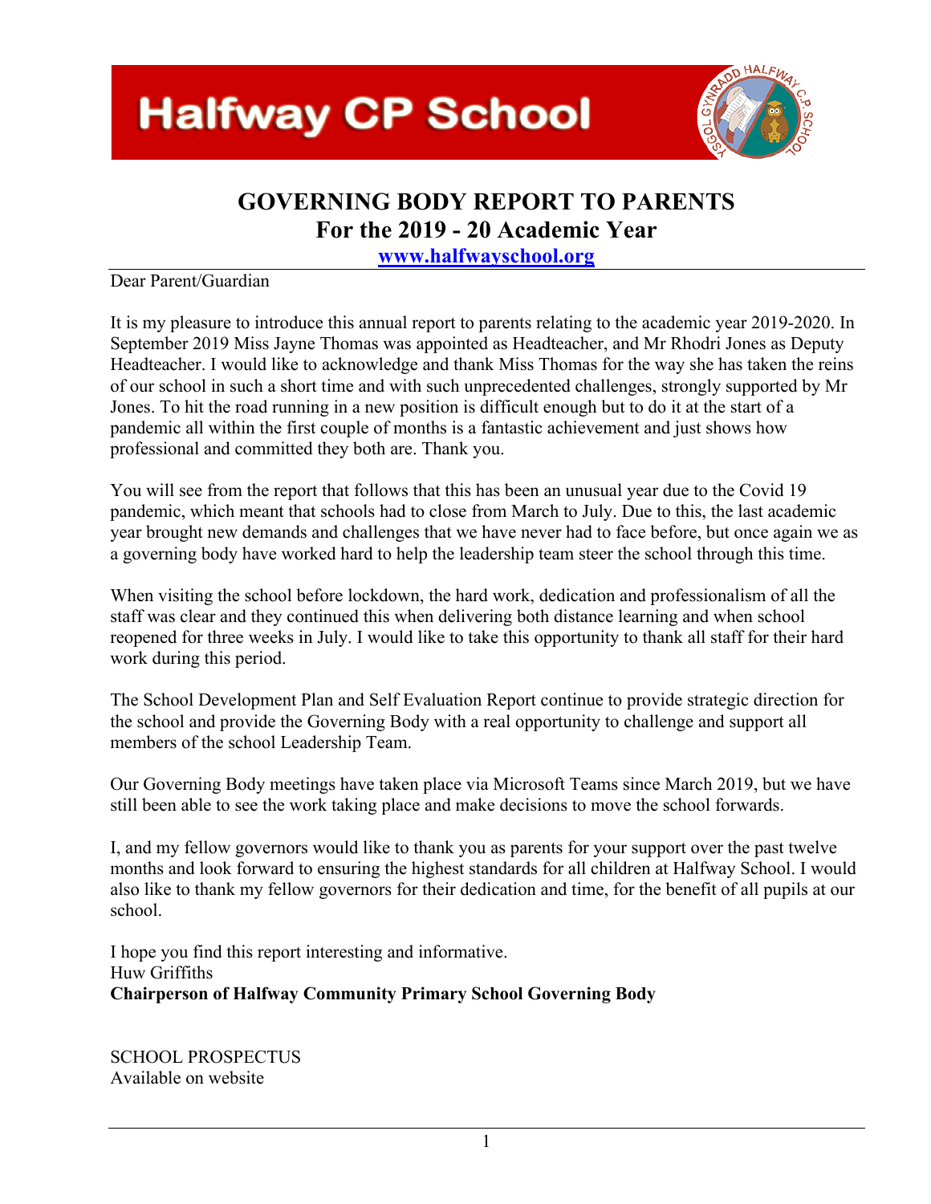# Halfway CP School

## GOVERNING BODY REPORT TO PARENTS
## For the 2019 - 20 Academic Year

[www.halfwayschool.org](http://www.halfwayschool.org)

Dear Parent/Guardian

It is my pleasure to introduce this annual report to parents relating to the academic year 2019-2020. In September 2019 Miss Jayne Thomas was appointed as Headteacher, and Mr Rhodri Jones as Deputy Headteacher. I would like to acknowledge and thank Miss Thomas for the way she has taken the reins of our school in such a short time and with such unprecedented challenges, strongly supported by Mr Jones. To hit the road running in a new position is difficult enough but to do it at the start of a pandemic all within the first couple of months is a fantastic achievement and just shows how professional and committed they both are. Thank you.

You will see from the report that follows that this has been an unusual year due to the Covid 19 pandemic, which meant that schools had to close from March to July. Due to this, the last academic year brought new demands and challenges that we have never had to face before, but once again we as a governing body have worked hard to help the leadership team steer the school through this time.

When visiting the school before lockdown, the hard work, dedication and professionalism of all the staff was clear and they continued this when delivering both distance learning and when school reopened for three weeks in July. I would like to take this opportunity to thank all staff for their hard work during this period.

The School Development Plan and Self Evaluation Report continue to provide strategic direction for the school and provide the Governing Body with a real opportunity to challenge and support all members of the school Leadership Team.

Our Governing Body meetings have taken place via Microsoft Teams since March 2019, but we have still been able to see the work taking place and make decisions to move the school forwards.

I, and my fellow governors would like to thank you as parents for your support over the past twelve months and look forward to ensuring the highest standards for all children at Halfway School. I would also like to thank my fellow governors for their dedication and time, for the benefit of all pupils at our school.

I hope you find this report interesting and informative.
Huw Griffiths
**Chairperson of Halfway Community Primary School Governing Body**

SCHOOL PROSPECTUS
Available on website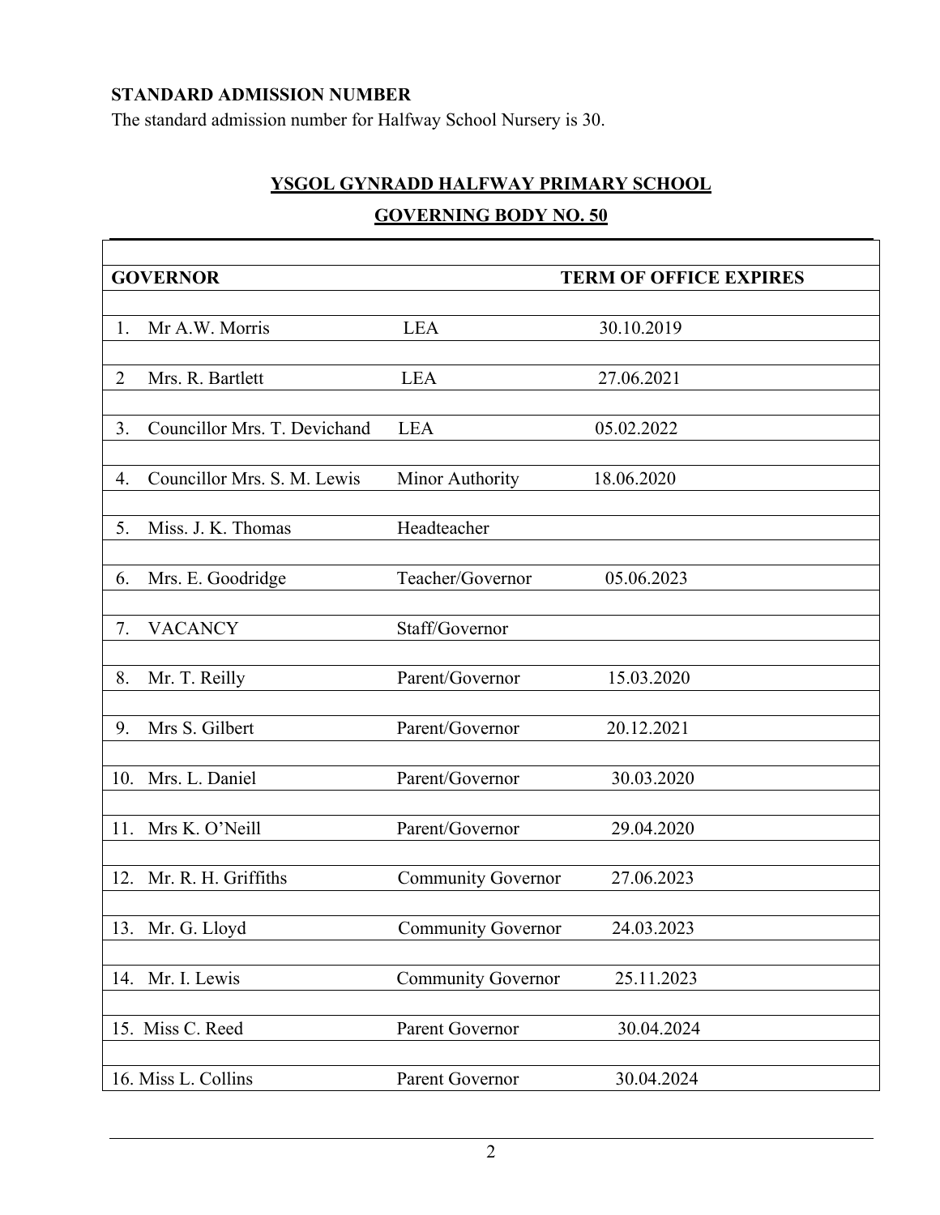**STANDARD ADMISSION NUMBER**

The standard admission number for Halfway School Nursery is 30.

## YSGOL GYNRADD HALFWAY PRIMARY SCHOOL

## GOVERNING BODY NO. 50

| GOVERNOR | | TERM OF OFFICE EXPIRES |
|---|---|---|
| 1. Mr A.W. Morris | LEA | 30.10.2019 |
| 2 Mrs. R. Bartlett | LEA | 27.06.2021 |
| 3. Councillor Mrs. T. Devichand | LEA | 05.02.2022 |
| 4. Councillor Mrs. S. M. Lewis | Minor Authority | 18.06.2020 |
| 5. Miss. J. K. Thomas | Headteacher | |
| 6. Mrs. E. Goodridge | Teacher/Governor | 05.06.2023 |
| 7. VACANCY | Staff/Governor | |
| 8. Mr. T. Reilly | Parent/Governor | 15.03.2020 |
| 9. Mrs S. Gilbert | Parent/Governor | 20.12.2021 |
| 10. Mrs. L. Daniel | Parent/Governor | 30.03.2020 |
| 11. Mrs K. O'Neill | Parent/Governor | 29.04.2020 |
| 12. Mr. R. H. Griffiths | Community Governor | 27.06.2023 |
| 13. Mr. G. Lloyd | Community Governor | 24.03.2023 |
| 14. Mr. I. Lewis | Community Governor | 25.11.2023 |
| 15. Miss C. Reed | Parent Governor | 30.04.2024 |
| 16. Miss L. Collins | Parent Governor | 30.04.2024 |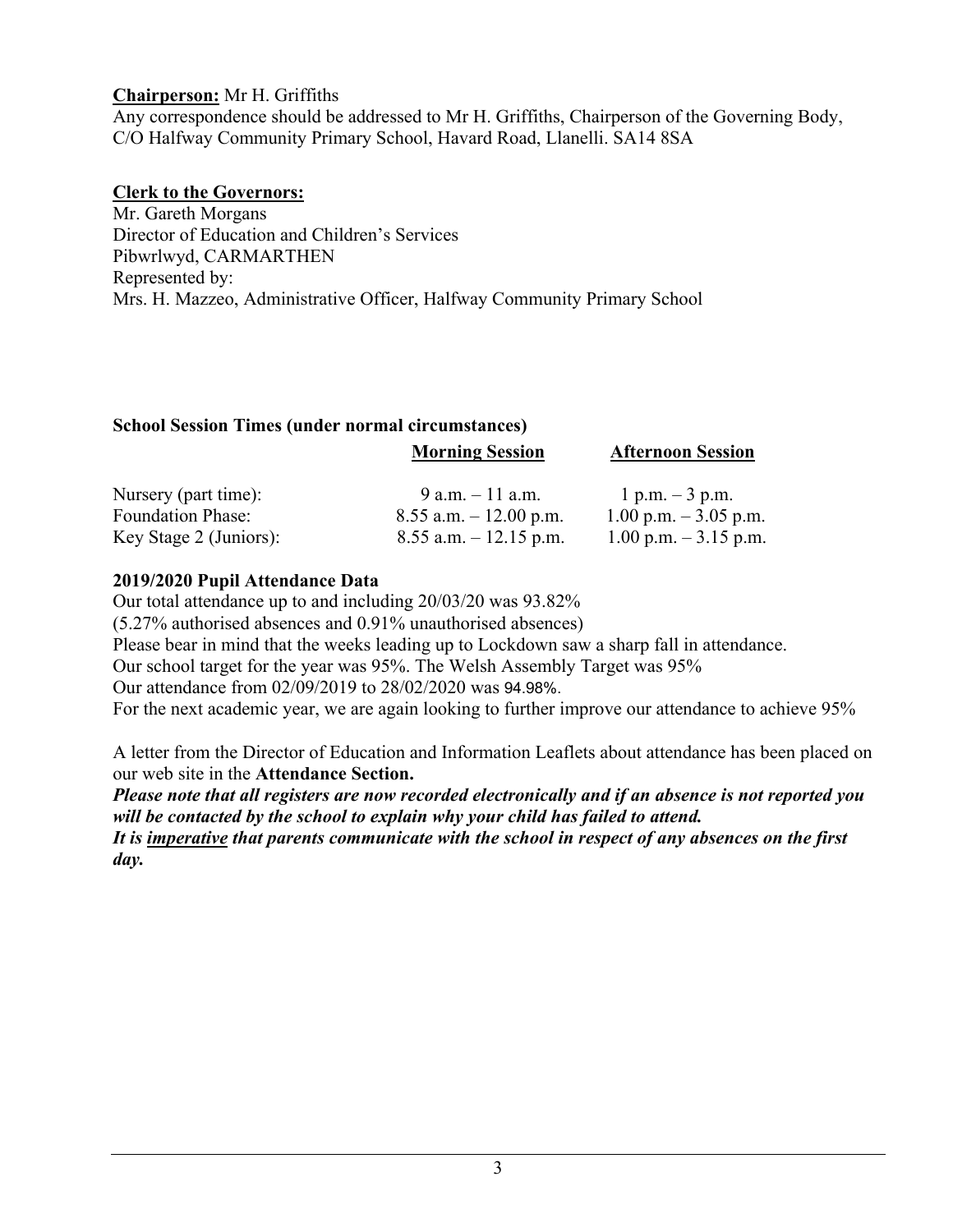**Chairperson:** Mr H. Griffiths
Any correspondence should be addressed to Mr H. Griffiths, Chairperson of the Governing Body, C/O Halfway Community Primary School, Havard Road, Llanelli. SA14 8SA

**Clerk to the Governors:**
Mr. Gareth Morgans
Director of Education and Children's Services
Pibwrlwyd, CARMARTHEN
Represented by:
Mrs. H. Mazzeo, Administrative Officer, Halfway Community Primary School

**School Session Times (under normal circumstances)**

| | **Morning Session** | **Afternoon Session** |
|---|---|---|
| Nursery (part time): | 9 a.m. – 11 a.m. | 1 p.m. – 3 p.m. |
| Foundation Phase: | 8.55 a.m. – 12.00 p.m. | 1.00 p.m. – 3.05 p.m. |
| Key Stage 2 (Juniors): | 8.55 a.m. – 12.15 p.m. | 1.00 p.m. – 3.15 p.m. |

**2019/2020 Pupil Attendance Data**

Our total attendance up to and including 20/03/20 was 93.82%
(5.27% authorised absences and 0.91% unauthorised absences)
Please bear in mind that the weeks leading up to Lockdown saw a sharp fall in attendance.
Our school target for the year was 95%. The Welsh Assembly Target was 95%
Our attendance from 02/09/2019 to 28/02/2020 was 94.98%.
For the next academic year, we are again looking to further improve our attendance to achieve 95%

A letter from the Director of Education and Information Leaflets about attendance has been placed on our web site in the **Attendance Section.**

***Please note that all registers are now recorded electronically and if an absence is not reported you will be contacted by the school to explain why your child has failed to attend.***

***It is <u>imperative</u> that parents communicate with the school in respect of any absences on the first day.***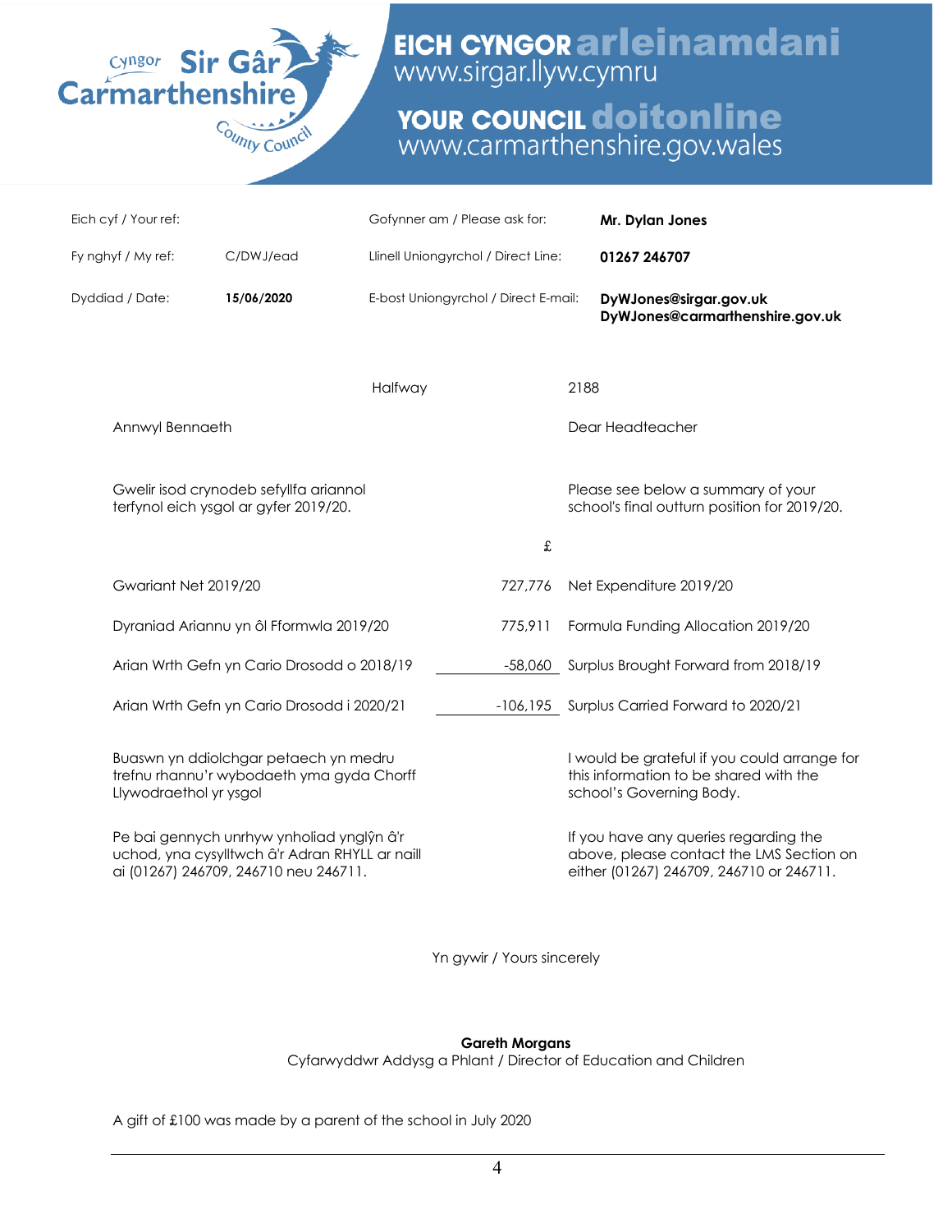**Cyngor Sir Gâr Carmarthenshire County Council**

**EICH CYNGOR arleinamdani** www.sirgar.llyw.cymru

**YOUR COUNCIL doitonline** www.carmarthenshire.gov.wales

| | | | |
|---|---|---|---|
| Eich cyf / Your ref: | | Gofynner am / Please ask for: | **Mr. Dylan Jones** |
| Fy nghyf / My ref: | C/DWJ/ead | Llinell Uniongyrchol / Direct Line: | **01267 246707** |
| Dyddiad / Date: | **15/06/2020** | E-bost Uniongyrchol / Direct E-mail: | **DyWJones@sirgar.gov.uk** **DyWJones@carmarthenshire.gov.uk** |

Halfway 2188

Annwyl Bennaeth

Dear Headteacher

Gwelir isod crynodeb sefyllfa ariannol terfynol eich ysgol ar gyfer 2019/20.

Please see below a summary of your school's final outturn position for 2019/20.

| | £ | |
|---|---|---|
| Gwariant Net 2019/20 | 727,776 | Net Expenditure 2019/20 |
| Dyraniad Ariannu yn ôl Fformwla 2019/20 | 775,911 | Formula Funding Allocation 2019/20 |
| Arian Wrth Gefn yn Cario Drosodd o 2018/19 | -58,060 | Surplus Brought Forward from 2018/19 |
| Arian Wrth Gefn yn Cario Drosodd i 2020/21 | -106,195 | Surplus Carried Forward to 2020/21 |

Buaswn yn ddiolchgar petaech yn medru trefnu rhannu'r wybodaeth yma gyda Chorff Llywodraethol yr ysgol

I would be grateful if you could arrange for this information to be shared with the school's Governing Body.

Pe bai gennych unrhyw ynholiad ynglŷn â'r uchod, yna cysylltwch â'r Adran RHYLL ar naill ai (01267) 246709, 246710 neu 246711.

If you have any queries regarding the above, please contact the LMS Section on either (01267) 246709, 246710 or 246711.

Yn gywir / Yours sincerely

**Gareth Morgans**
Cyfarwyddwr Addysg a Phlant / Director of Education and Children

A gift of £100 was made by a parent of the school in July 2020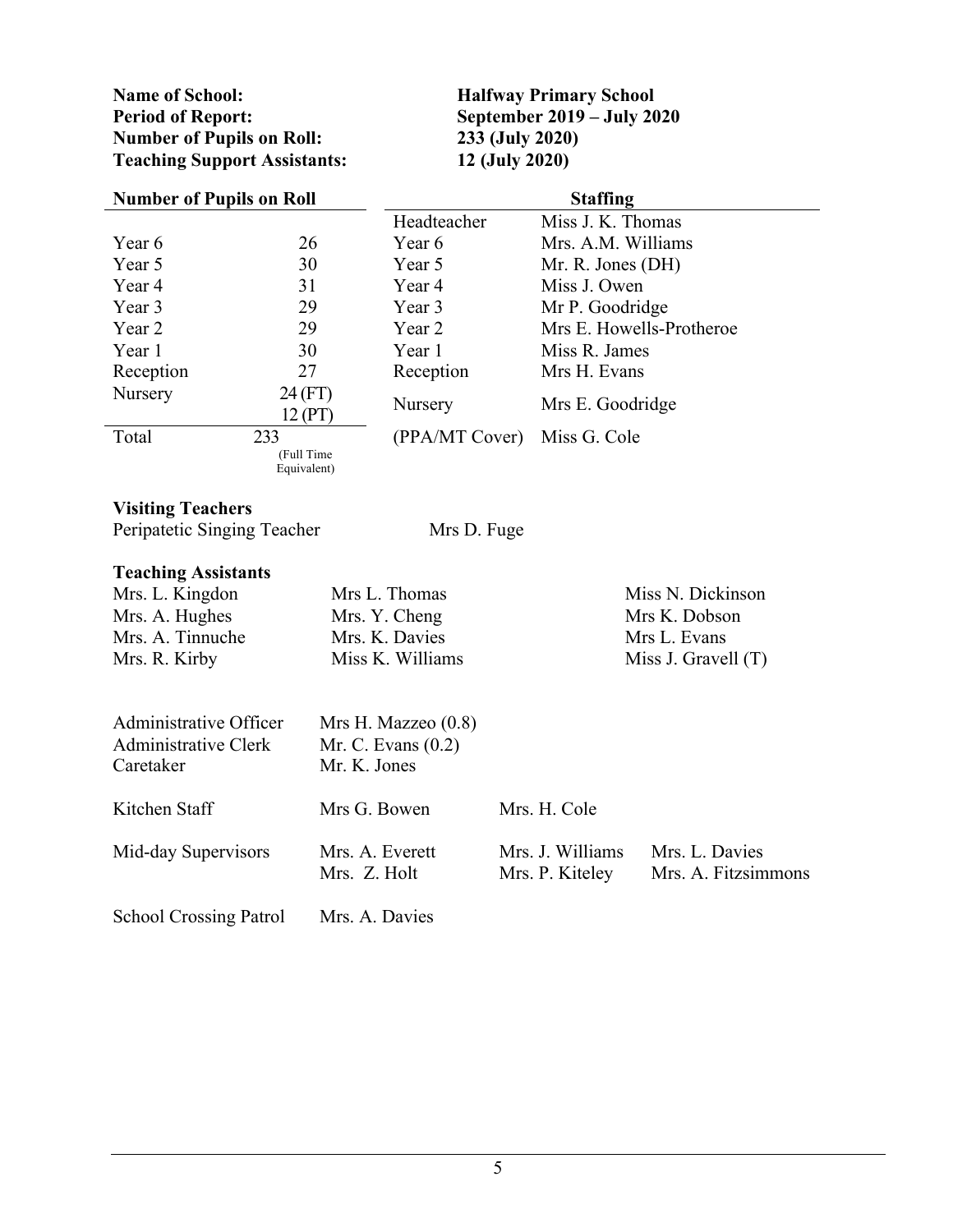**Name of School:** **Halfway Primary School**
**Period of Report:** **September 2019 – July 2020**
**Number of Pupils on Roll:** **233 (July 2020)**
**Teaching Support Assistants:** **12 (July 2020)**

| **Number of Pupils on Roll** | | |
|---|---|---|
| Year 6 | 26 | |
| Year 5 | 30 | |
| Year 4 | 31 | |
| Year 3 | 29 | |
| Year 2 | 29 | |
| Year 1 | 30 | |
| Reception | 27 | |
| Nursery | 24 (FT) 12 (PT) | |
| Total | 233 (Full Time Equivalent) | |

| **Staffing** | |
|---|---|
| Headteacher | Miss J. K. Thomas |
| Year 6 | Mrs. A.M. Williams |
| Year 5 | Mr. R. Jones (DH) |
| Year 4 | Miss J. Owen |
| Year 3 | Mr P. Goodridge |
| Year 2 | Mrs E. Howells-Protheroe |
| Year 1 | Miss R. James |
| Reception | Mrs H. Evans |
| Nursery | Mrs E. Goodridge |
| (PPA/MT Cover) | Miss G. Cole |

**Visiting Teachers**
Peripatetic Singing Teacher — Mrs D. Fuge

**Teaching Assistants**

| | | |
|---|---|---|
| Mrs. L. Kingdon | Mrs L. Thomas | Miss N. Dickinson |
| Mrs. A. Hughes | Mrs. Y. Cheng | Mrs K. Dobson |
| Mrs. A. Tinnuche | Mrs. K. Davies | Mrs L. Evans |
| Mrs. R. Kirby | Miss K. Williams | Miss J. Gravell (T) |

| | | | |
|---|---|---|---|
| Administrative Officer | Mrs H. Mazzeo (0.8) | | |
| Administrative Clerk | Mr. C. Evans (0.2) | | |
| Caretaker | Mr. K. Jones | | |
| Kitchen Staff | Mrs G. Bowen | Mrs. H. Cole | |
| Mid-day Supervisors | Mrs. A. Everett | Mrs. J. Williams | Mrs. L. Davies |
| | Mrs. Z. Holt | Mrs. P. Kiteley | Mrs. A. Fitzsimmons |
| School Crossing Patrol | Mrs. A. Davies | | |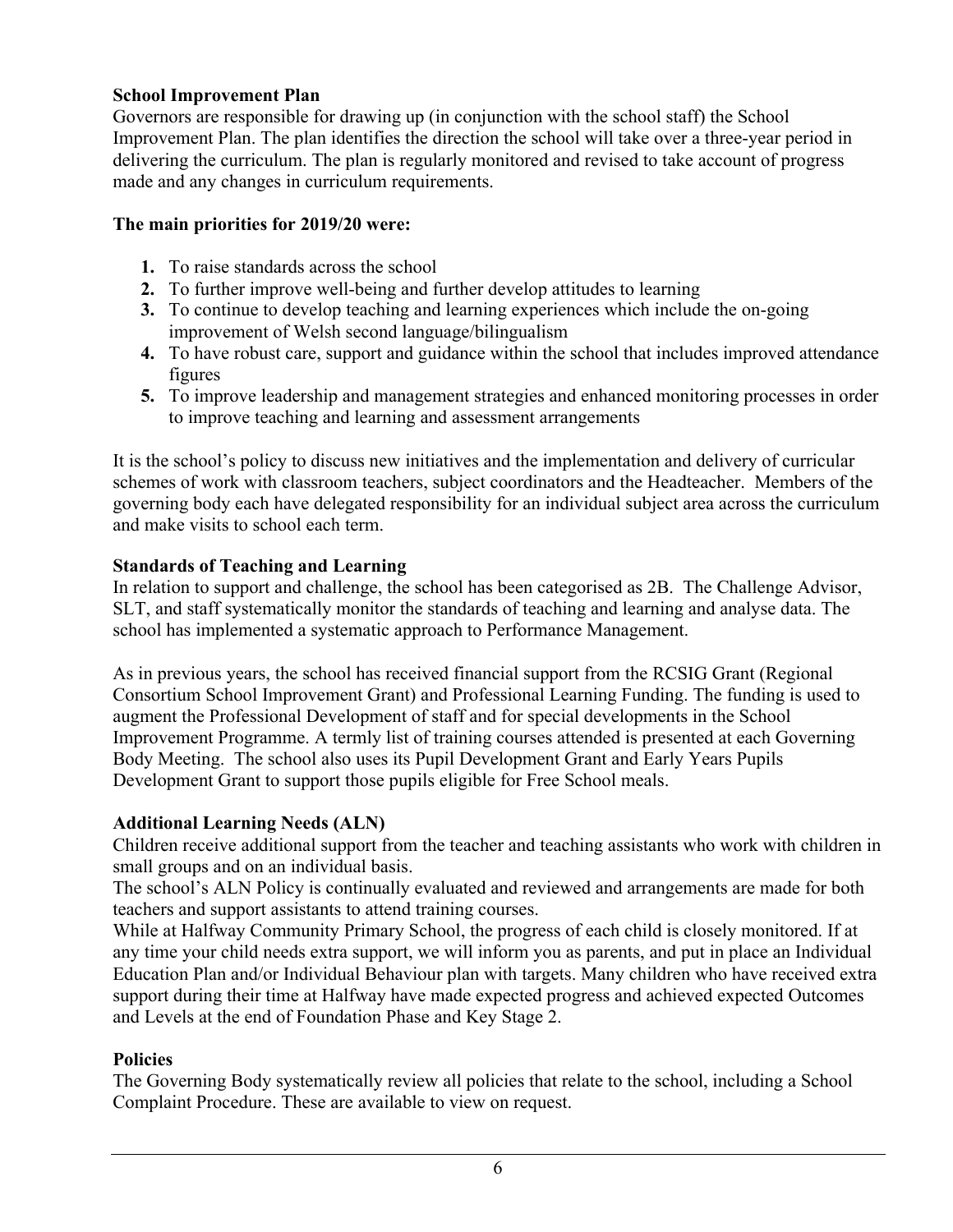## School Improvement Plan

Governors are responsible for drawing up (in conjunction with the school staff) the School Improvement Plan. The plan identifies the direction the school will take over a three-year period in delivering the curriculum. The plan is regularly monitored and revised to take account of progress made and any changes in curriculum requirements.

**The main priorities for 2019/20 were:**

1. To raise standards across the school
2. To further improve well-being and further develop attitudes to learning
3. To continue to develop teaching and learning experiences which include the on-going improvement of Welsh second language/bilingualism
4. To have robust care, support and guidance within the school that includes improved attendance figures
5. To improve leadership and management strategies and enhanced monitoring processes in order to improve teaching and learning and assessment arrangements

It is the school's policy to discuss new initiatives and the implementation and delivery of curricular schemes of work with classroom teachers, subject coordinators and the Headteacher. Members of the governing body each have delegated responsibility for an individual subject area across the curriculum and make visits to school each term.

## Standards of Teaching and Learning

In relation to support and challenge, the school has been categorised as 2B. The Challenge Advisor, SLT, and staff systematically monitor the standards of teaching and learning and analyse data. The school has implemented a systematic approach to Performance Management.

As in previous years, the school has received financial support from the RCSIG Grant (Regional Consortium School Improvement Grant) and Professional Learning Funding. The funding is used to augment the Professional Development of staff and for special developments in the School Improvement Programme. A termly list of training courses attended is presented at each Governing Body Meeting. The school also uses its Pupil Development Grant and Early Years Pupils Development Grant to support those pupils eligible for Free School meals.

## Additional Learning Needs (ALN)

Children receive additional support from the teacher and teaching assistants who work with children in small groups and on an individual basis.

The school's ALN Policy is continually evaluated and reviewed and arrangements are made for both teachers and support assistants to attend training courses.

While at Halfway Community Primary School, the progress of each child is closely monitored. If at any time your child needs extra support, we will inform you as parents, and put in place an Individual Education Plan and/or Individual Behaviour plan with targets. Many children who have received extra support during their time at Halfway have made expected progress and achieved expected Outcomes and Levels at the end of Foundation Phase and Key Stage 2.

## Policies

The Governing Body systematically review all policies that relate to the school, including a School Complaint Procedure. These are available to view on request.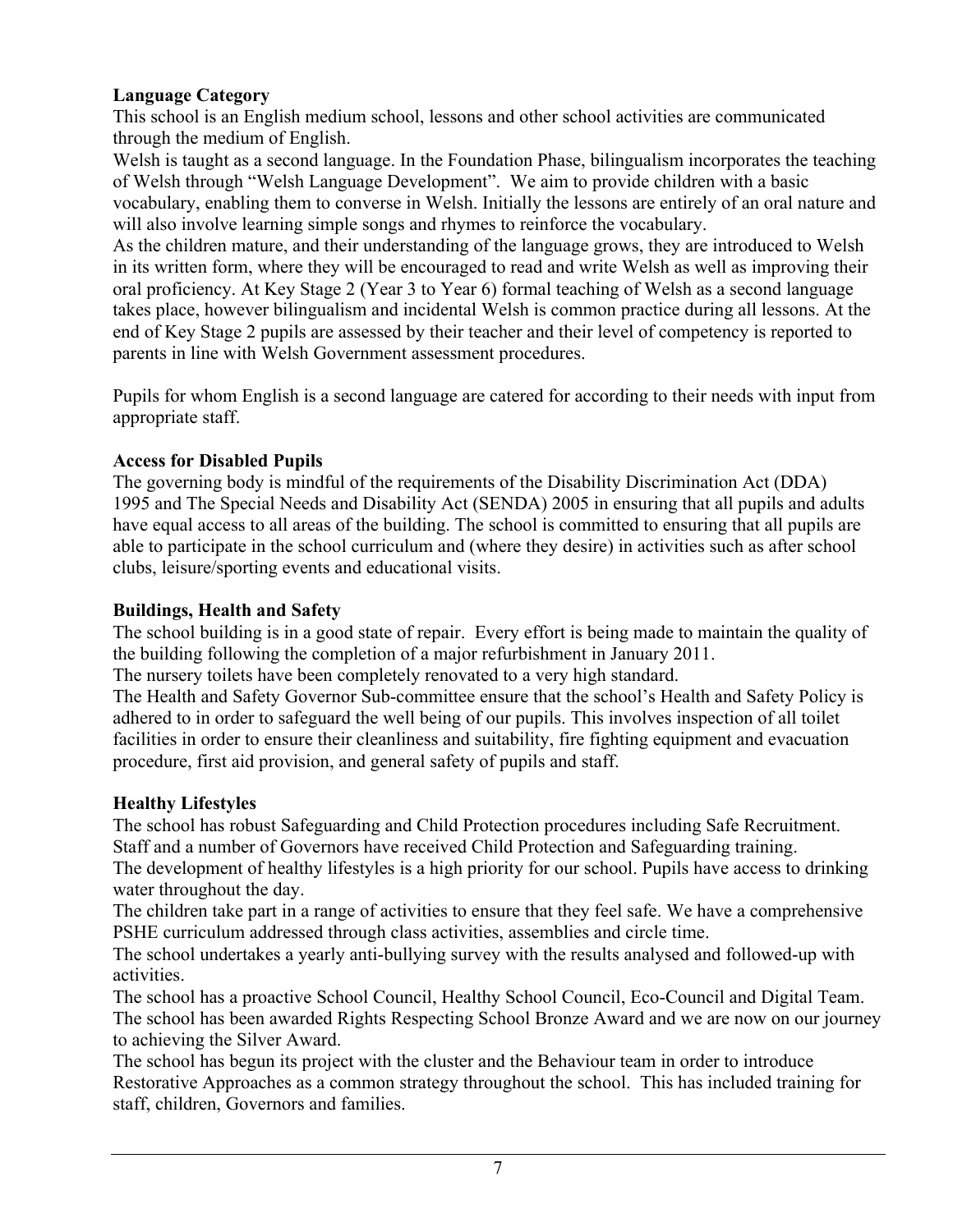**Language Category**

This school is an English medium school, lessons and other school activities are communicated through the medium of English.

Welsh is taught as a second language. In the Foundation Phase, bilingualism incorporates the teaching of Welsh through "Welsh Language Development". We aim to provide children with a basic vocabulary, enabling them to converse in Welsh. Initially the lessons are entirely of an oral nature and will also involve learning simple songs and rhymes to reinforce the vocabulary.

As the children mature, and their understanding of the language grows, they are introduced to Welsh in its written form, where they will be encouraged to read and write Welsh as well as improving their oral proficiency. At Key Stage 2 (Year 3 to Year 6) formal teaching of Welsh as a second language takes place, however bilingualism and incidental Welsh is common practice during all lessons. At the end of Key Stage 2 pupils are assessed by their teacher and their level of competency is reported to parents in line with Welsh Government assessment procedures.

Pupils for whom English is a second language are catered for according to their needs with input from appropriate staff.

**Access for Disabled Pupils**

The governing body is mindful of the requirements of the Disability Discrimination Act (DDA) 1995 and The Special Needs and Disability Act (SENDA) 2005 in ensuring that all pupils and adults have equal access to all areas of the building. The school is committed to ensuring that all pupils are able to participate in the school curriculum and (where they desire) in activities such as after school clubs, leisure/sporting events and educational visits.

**Buildings, Health and Safety**

The school building is in a good state of repair. Every effort is being made to maintain the quality of the building following the completion of a major refurbishment in January 2011.

The nursery toilets have been completely renovated to a very high standard.

The Health and Safety Governor Sub-committee ensure that the school's Health and Safety Policy is adhered to in order to safeguard the well being of our pupils. This involves inspection of all toilet facilities in order to ensure their cleanliness and suitability, fire fighting equipment and evacuation procedure, first aid provision, and general safety of pupils and staff.

**Healthy Lifestyles**

The school has robust Safeguarding and Child Protection procedures including Safe Recruitment. Staff and a number of Governors have received Child Protection and Safeguarding training.

The development of healthy lifestyles is a high priority for our school. Pupils have access to drinking water throughout the day.

The children take part in a range of activities to ensure that they feel safe. We have a comprehensive PSHE curriculum addressed through class activities, assemblies and circle time.

The school undertakes a yearly anti-bullying survey with the results analysed and followed-up with activities.

The school has a proactive School Council, Healthy School Council, Eco-Council and Digital Team.

The school has been awarded Rights Respecting School Bronze Award and we are now on our journey to achieving the Silver Award.

The school has begun its project with the cluster and the Behaviour team in order to introduce Restorative Approaches as a common strategy throughout the school. This has included training for staff, children, Governors and families.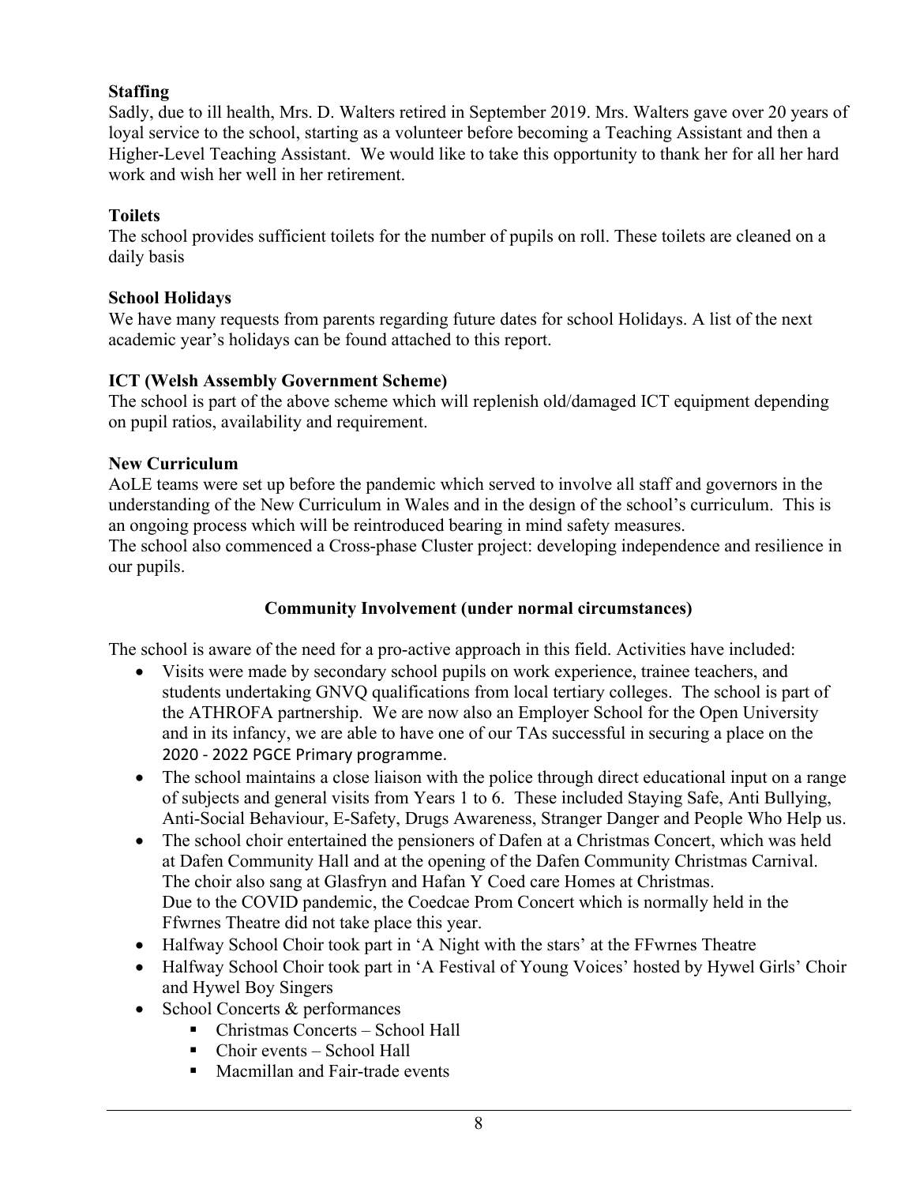**Staffing**

Sadly, due to ill health, Mrs. D. Walters retired in September 2019. Mrs. Walters gave over 20 years of loyal service to the school, starting as a volunteer before becoming a Teaching Assistant and then a Higher-Level Teaching Assistant. We would like to take this opportunity to thank her for all her hard work and wish her well in her retirement.

**Toilets**

The school provides sufficient toilets for the number of pupils on roll. These toilets are cleaned on a daily basis

**School Holidays**

We have many requests from parents regarding future dates for school Holidays. A list of the next academic year's holidays can be found attached to this report.

**ICT (Welsh Assembly Government Scheme)**

The school is part of the above scheme which will replenish old/damaged ICT equipment depending on pupil ratios, availability and requirement.

**New Curriculum**

AoLE teams were set up before the pandemic which served to involve all staff and governors in the understanding of the New Curriculum in Wales and in the design of the school's curriculum. This is an ongoing process which will be reintroduced bearing in mind safety measures.

The school also commenced a Cross-phase Cluster project: developing independence and resilience in our pupils.

## Community Involvement (under normal circumstances)

The school is aware of the need for a pro-active approach in this field. Activities have included:

- Visits were made by secondary school pupils on work experience, trainee teachers, and students undertaking GNVQ qualifications from local tertiary colleges. The school is part of the ATHROFA partnership. We are now also an Employer School for the Open University and in its infancy, we are able to have one of our TAs successful in securing a place on the 2020 - 2022 PGCE Primary programme.
- The school maintains a close liaison with the police through direct educational input on a range of subjects and general visits from Years 1 to 6. These included Staying Safe, Anti Bullying, Anti-Social Behaviour, E-Safety, Drugs Awareness, Stranger Danger and People Who Help us.
- The school choir entertained the pensioners of Dafen at a Christmas Concert, which was held at Dafen Community Hall and at the opening of the Dafen Community Christmas Carnival. The choir also sang at Glasfryn and Hafan Y Coed care Homes at Christmas.
  Due to the COVID pandemic, the Coedcae Prom Concert which is normally held in the Ffwrnes Theatre did not take place this year.
- Halfway School Choir took part in 'A Night with the stars' at the FFwrnes Theatre
- Halfway School Choir took part in 'A Festival of Young Voices' hosted by Hywel Girls' Choir and Hywel Boy Singers
- School Concerts & performances
  - Christmas Concerts – School Hall
  - Choir events – School Hall
  - Macmillan and Fair-trade events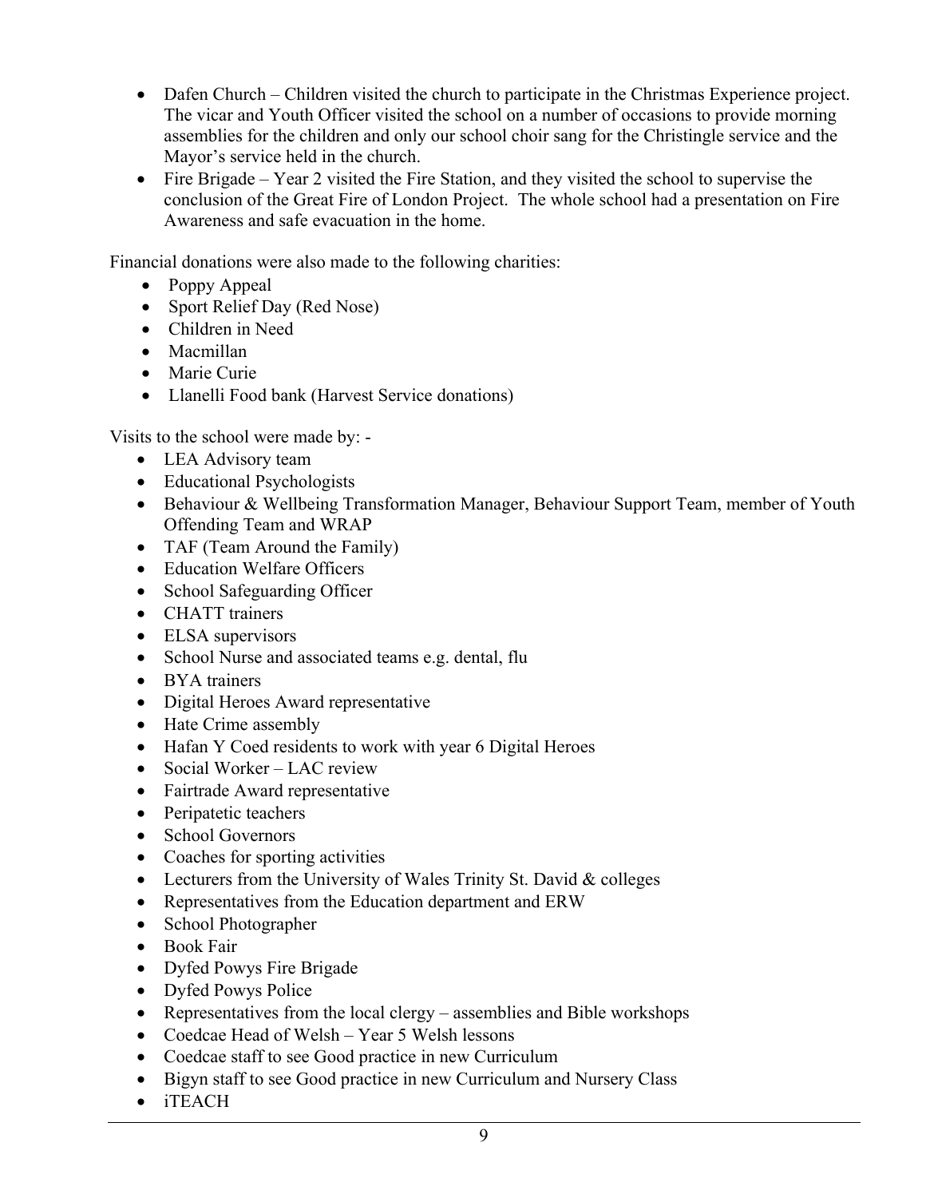- Dafen Church – Children visited the church to participate in the Christmas Experience project. The vicar and Youth Officer visited the school on a number of occasions to provide morning assemblies for the children and only our school choir sang for the Christingle service and the Mayor's service held in the church.
- Fire Brigade – Year 2 visited the Fire Station, and they visited the school to supervise the conclusion of the Great Fire of London Project. The whole school had a presentation on Fire Awareness and safe evacuation in the home.

Financial donations were also made to the following charities:

- Poppy Appeal
- Sport Relief Day (Red Nose)
- Children in Need
- Macmillan
- Marie Curie
- Llanelli Food bank (Harvest Service donations)

Visits to the school were made by: -

- LEA Advisory team
- Educational Psychologists
- Behaviour & Wellbeing Transformation Manager, Behaviour Support Team, member of Youth Offending Team and WRAP
- TAF (Team Around the Family)
- Education Welfare Officers
- School Safeguarding Officer
- CHATT trainers
- ELSA supervisors
- School Nurse and associated teams e.g. dental, flu
- BYA trainers
- Digital Heroes Award representative
- Hate Crime assembly
- Hafan Y Coed residents to work with year 6 Digital Heroes
- Social Worker – LAC review
- Fairtrade Award representative
- Peripatetic teachers
- School Governors
- Coaches for sporting activities
- Lecturers from the University of Wales Trinity St. David & colleges
- Representatives from the Education department and ERW
- School Photographer
- Book Fair
- Dyfed Powys Fire Brigade
- Dyfed Powys Police
- Representatives from the local clergy – assemblies and Bible workshops
- Coedcae Head of Welsh – Year 5 Welsh lessons
- Coedcae staff to see Good practice in new Curriculum
- Bigyn staff to see Good practice in new Curriculum and Nursery Class
- iTEACH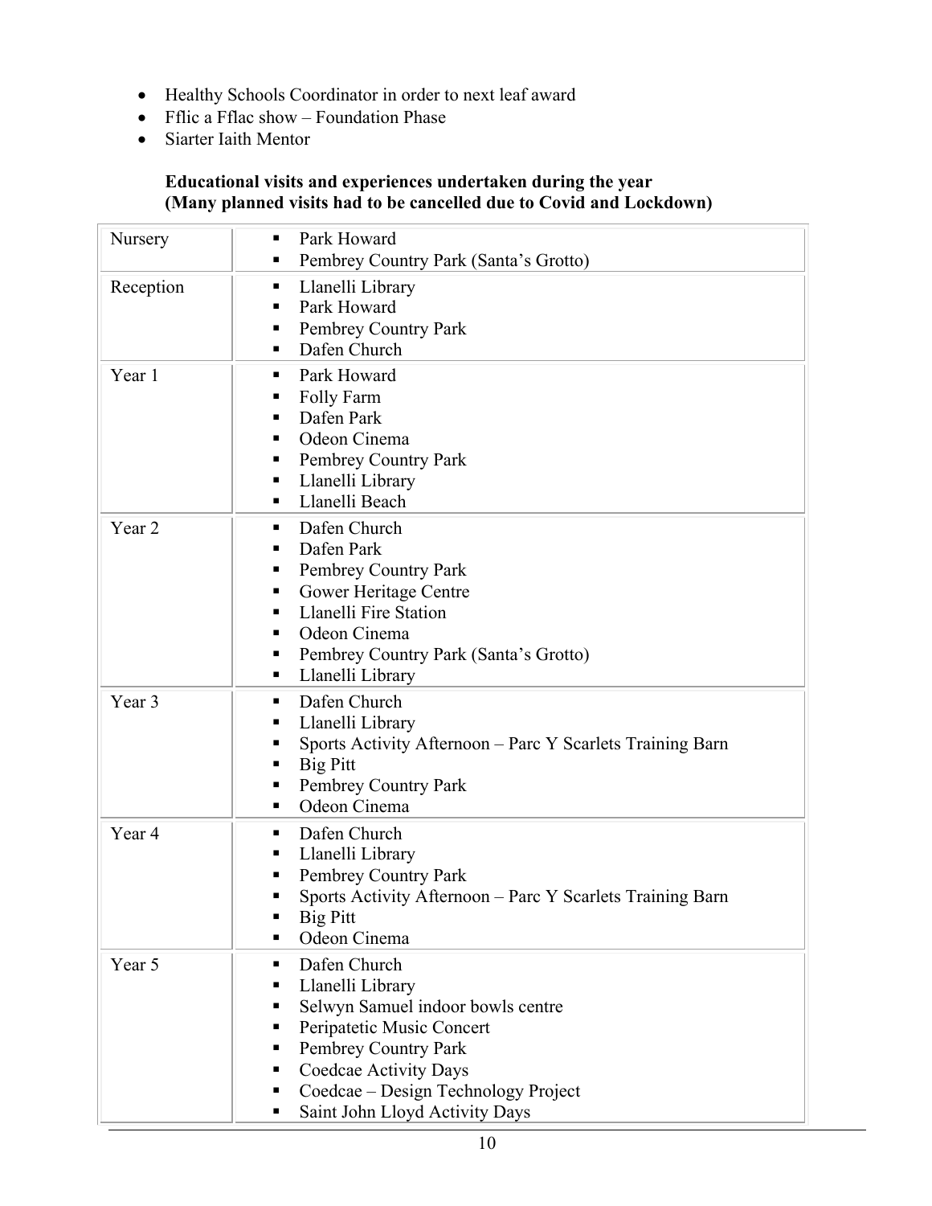- Healthy Schools Coordinator in order to next leaf award
- Fflic a Fflac show – Foundation Phase
- Siarter Iaith Mentor

**Educational visits and experiences undertaken during the year**
**(Many planned visits had to be cancelled due to Covid and Lockdown)**

| Year group | Visits and experiences |
| --- | --- |
| Nursery | ▪ Park Howard<br>▪ Pembrey Country Park (Santa's Grotto) |
| Reception | ▪ Llanelli Library<br>▪ Park Howard<br>▪ Pembrey Country Park<br>▪ Dafen Church |
| Year 1 | ▪ Park Howard<br>▪ Folly Farm<br>▪ Dafen Park<br>▪ Odeon Cinema<br>▪ Pembrey Country Park<br>▪ Llanelli Library<br>▪ Llanelli Beach |
| Year 2 | ▪ Dafen Church<br>▪ Dafen Park<br>▪ Pembrey Country Park<br>▪ Gower Heritage Centre<br>▪ Llanelli Fire Station<br>▪ Odeon Cinema<br>▪ Pembrey Country Park (Santa's Grotto)<br>▪ Llanelli Library |
| Year 3 | ▪ Dafen Church<br>▪ Llanelli Library<br>▪ Sports Activity Afternoon – Parc Y Scarlets Training Barn<br>▪ Big Pitt<br>▪ Pembrey Country Park<br>▪ Odeon Cinema |
| Year 4 | ▪ Dafen Church<br>▪ Llanelli Library<br>▪ Pembrey Country Park<br>▪ Sports Activity Afternoon – Parc Y Scarlets Training Barn<br>▪ Big Pitt<br>▪ Odeon Cinema |
| Year 5 | ▪ Dafen Church<br>▪ Llanelli Library<br>▪ Selwyn Samuel indoor bowls centre<br>▪ Peripatetic Music Concert<br>▪ Pembrey Country Park<br>▪ Coedcae Activity Days<br>▪ Coedcae – Design Technology Project<br>▪ Saint John Lloyd Activity Days |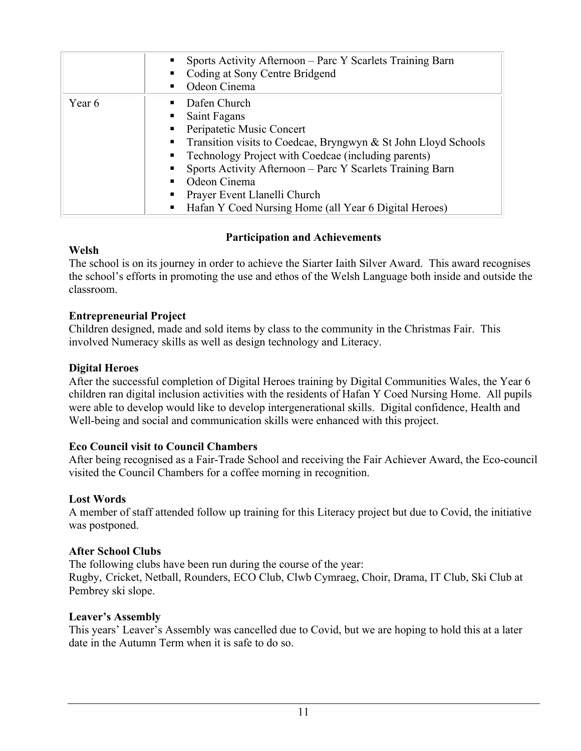| | |
|---|---|
| | ▪ Sports Activity Afternoon – Parc Y Scarlets Training Barn<br>▪ Coding at Sony Centre Bridgend<br>▪ Odeon Cinema |
| Year 6 | ▪ Dafen Church<br>▪ Saint Fagans<br>▪ Peripatetic Music Concert<br>▪ Transition visits to Coedcae, Bryngwyn & St John Lloyd Schools<br>▪ Technology Project with Coedcae (including parents)<br>▪ Sports Activity Afternoon – Parc Y Scarlets Training Barn<br>▪ Odeon Cinema<br>▪ Prayer Event Llanelli Church<br>▪ Hafan Y Coed Nursing Home (all Year 6 Digital Heroes) |

## Participation and Achievements

**Welsh**

The school is on its journey in order to achieve the Siarter Iaith Silver Award. This award recognises the school's efforts in promoting the use and ethos of the Welsh Language both inside and outside the classroom.

**Entrepreneurial Project**

Children designed, made and sold items by class to the community in the Christmas Fair. This involved Numeracy skills as well as design technology and Literacy.

**Digital Heroes**

After the successful completion of Digital Heroes training by Digital Communities Wales, the Year 6 children ran digital inclusion activities with the residents of Hafan Y Coed Nursing Home. All pupils were able to develop would like to develop intergenerational skills. Digital confidence, Health and Well-being and social and communication skills were enhanced with this project.

**Eco Council visit to Council Chambers**

After being recognised as a Fair-Trade School and receiving the Fair Achiever Award, the Eco-council visited the Council Chambers for a coffee morning in recognition.

**Lost Words**

A member of staff attended follow up training for this Literacy project but due to Covid, the initiative was postponed.

**After School Clubs**

The following clubs have been run during the course of the year:
Rugby, Cricket, Netball, Rounders, ECO Club, Clwb Cymraeg, Choir, Drama, IT Club, Ski Club at Pembrey ski slope.

**Leaver's Assembly**

This years' Leaver's Assembly was cancelled due to Covid, but we are hoping to hold this at a later date in the Autumn Term when it is safe to do so.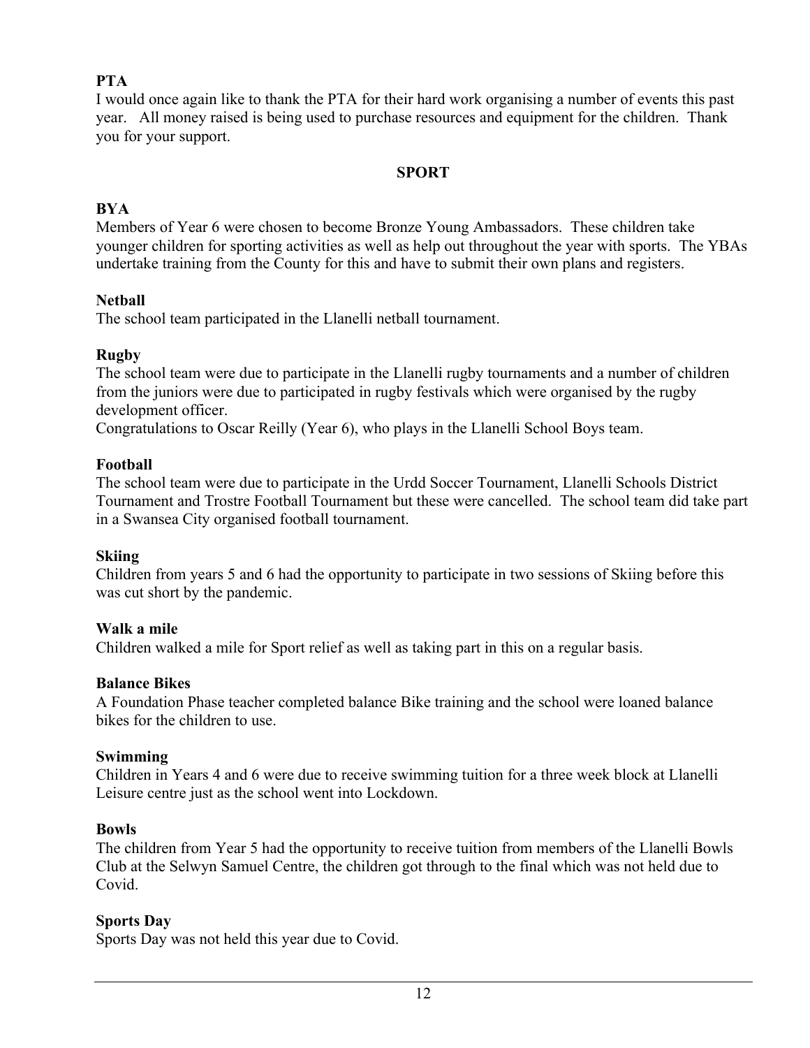**PTA**

I would once again like to thank the PTA for their hard work organising a number of events this past year. All money raised is being used to purchase resources and equipment for the children. Thank you for your support.

## SPORT

**BYA**

Members of Year 6 were chosen to become Bronze Young Ambassadors. These children take younger children for sporting activities as well as help out throughout the year with sports. The YBAs undertake training from the County for this and have to submit their own plans and registers.

**Netball**

The school team participated in the Llanelli netball tournament.

**Rugby**

The school team were due to participate in the Llanelli rugby tournaments and a number of children from the juniors were due to participated in rugby festivals which were organised by the rugby development officer.

Congratulations to Oscar Reilly (Year 6), who plays in the Llanelli School Boys team.

**Football**

The school team were due to participate in the Urdd Soccer Tournament, Llanelli Schools District Tournament and Trostre Football Tournament but these were cancelled. The school team did take part in a Swansea City organised football tournament.

**Skiing**

Children from years 5 and 6 had the opportunity to participate in two sessions of Skiing before this was cut short by the pandemic.

**Walk a mile**

Children walked a mile for Sport relief as well as taking part in this on a regular basis.

**Balance Bikes**

A Foundation Phase teacher completed balance Bike training and the school were loaned balance bikes for the children to use.

**Swimming**

Children in Years 4 and 6 were due to receive swimming tuition for a three week block at Llanelli Leisure centre just as the school went into Lockdown.

**Bowls**

The children from Year 5 had the opportunity to receive tuition from members of the Llanelli Bowls Club at the Selwyn Samuel Centre, the children got through to the final which was not held due to Covid.

**Sports Day**

Sports Day was not held this year due to Covid.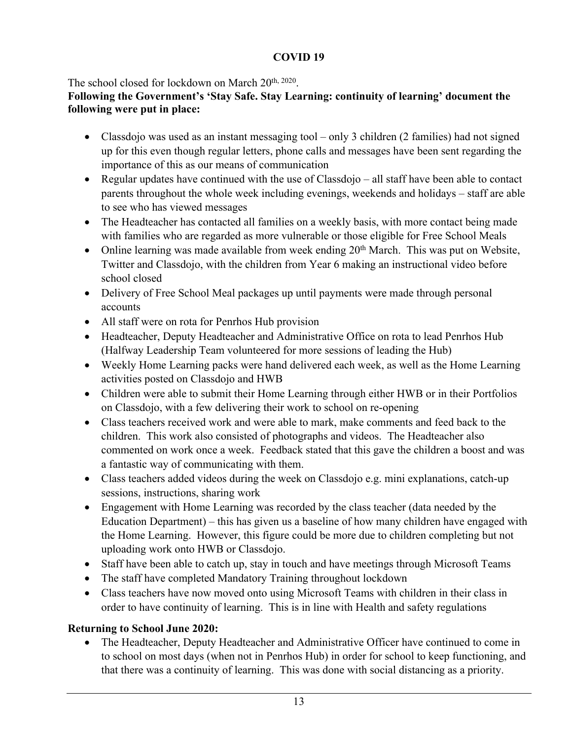# COVID 19

The school closed for lockdown on March 20th, 2020.

**Following the Government's 'Stay Safe. Stay Learning: continuity of learning' document the following were put in place:**

- Classdojo was used as an instant messaging tool – only 3 children (2 families) had not signed up for this even though regular letters, phone calls and messages have been sent regarding the importance of this as our means of communication
- Regular updates have continued with the use of Classdojo – all staff have been able to contact parents throughout the whole week including evenings, weekends and holidays – staff are able to see who has viewed messages
- The Headteacher has contacted all families on a weekly basis, with more contact being made with families who are regarded as more vulnerable or those eligible for Free School Meals
- Online learning was made available from week ending 20th March. This was put on Website, Twitter and Classdojo, with the children from Year 6 making an instructional video before school closed
- Delivery of Free School Meal packages up until payments were made through personal accounts
- All staff were on rota for Penrhos Hub provision
- Headteacher, Deputy Headteacher and Administrative Office on rota to lead Penrhos Hub (Halfway Leadership Team volunteered for more sessions of leading the Hub)
- Weekly Home Learning packs were hand delivered each week, as well as the Home Learning activities posted on Classdojo and HWB
- Children were able to submit their Home Learning through either HWB or in their Portfolios on Classdojo, with a few delivering their work to school on re-opening
- Class teachers received work and were able to mark, make comments and feed back to the children. This work also consisted of photographs and videos. The Headteacher also commented on work once a week. Feedback stated that this gave the children a boost and was a fantastic way of communicating with them.
- Class teachers added videos during the week on Classdojo e.g. mini explanations, catch-up sessions, instructions, sharing work
- Engagement with Home Learning was recorded by the class teacher (data needed by the Education Department) – this has given us a baseline of how many children have engaged with the Home Learning. However, this figure could be more due to children completing but not uploading work onto HWB or Classdojo.
- Staff have been able to catch up, stay in touch and have meetings through Microsoft Teams
- The staff have completed Mandatory Training throughout lockdown
- Class teachers have now moved onto using Microsoft Teams with children in their class in order to have continuity of learning. This is in line with Health and safety regulations

**Returning to School June 2020:**

- The Headteacher, Deputy Headteacher and Administrative Officer have continued to come in to school on most days (when not in Penrhos Hub) in order for school to keep functioning, and that there was a continuity of learning. This was done with social distancing as a priority.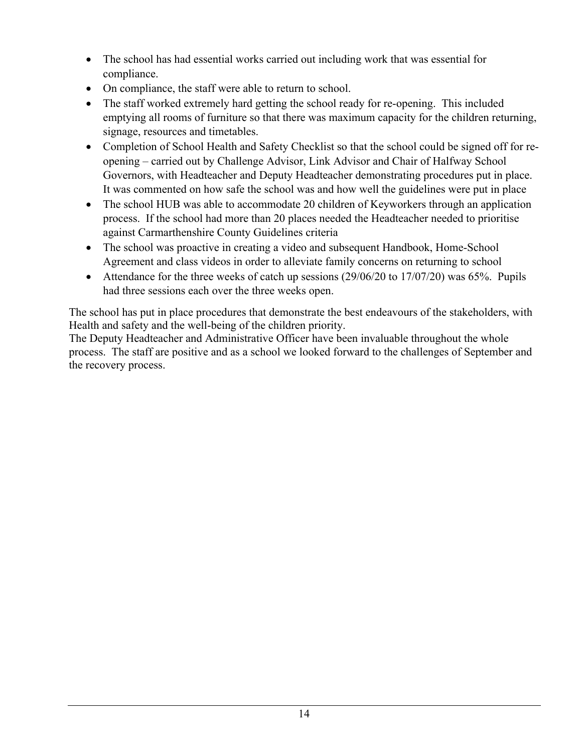- The school has had essential works carried out including work that was essential for compliance.
- On compliance, the staff were able to return to school.
- The staff worked extremely hard getting the school ready for re-opening. This included emptying all rooms of furniture so that there was maximum capacity for the children returning, signage, resources and timetables.
- Completion of School Health and Safety Checklist so that the school could be signed off for re-opening – carried out by Challenge Advisor, Link Advisor and Chair of Halfway School Governors, with Headteacher and Deputy Headteacher demonstrating procedures put in place. It was commented on how safe the school was and how well the guidelines were put in place
- The school HUB was able to accommodate 20 children of Keyworkers through an application process. If the school had more than 20 places needed the Headteacher needed to prioritise against Carmarthenshire County Guidelines criteria
- The school was proactive in creating a video and subsequent Handbook, Home-School Agreement and class videos in order to alleviate family concerns on returning to school
- Attendance for the three weeks of catch up sessions (29/06/20 to 17/07/20) was 65%. Pupils had three sessions each over the three weeks open.

The school has put in place procedures that demonstrate the best endeavours of the stakeholders, with Health and safety and the well-being of the children priority.
The Deputy Headteacher and Administrative Officer have been invaluable throughout the whole process. The staff are positive and as a school we looked forward to the challenges of September and the recovery process.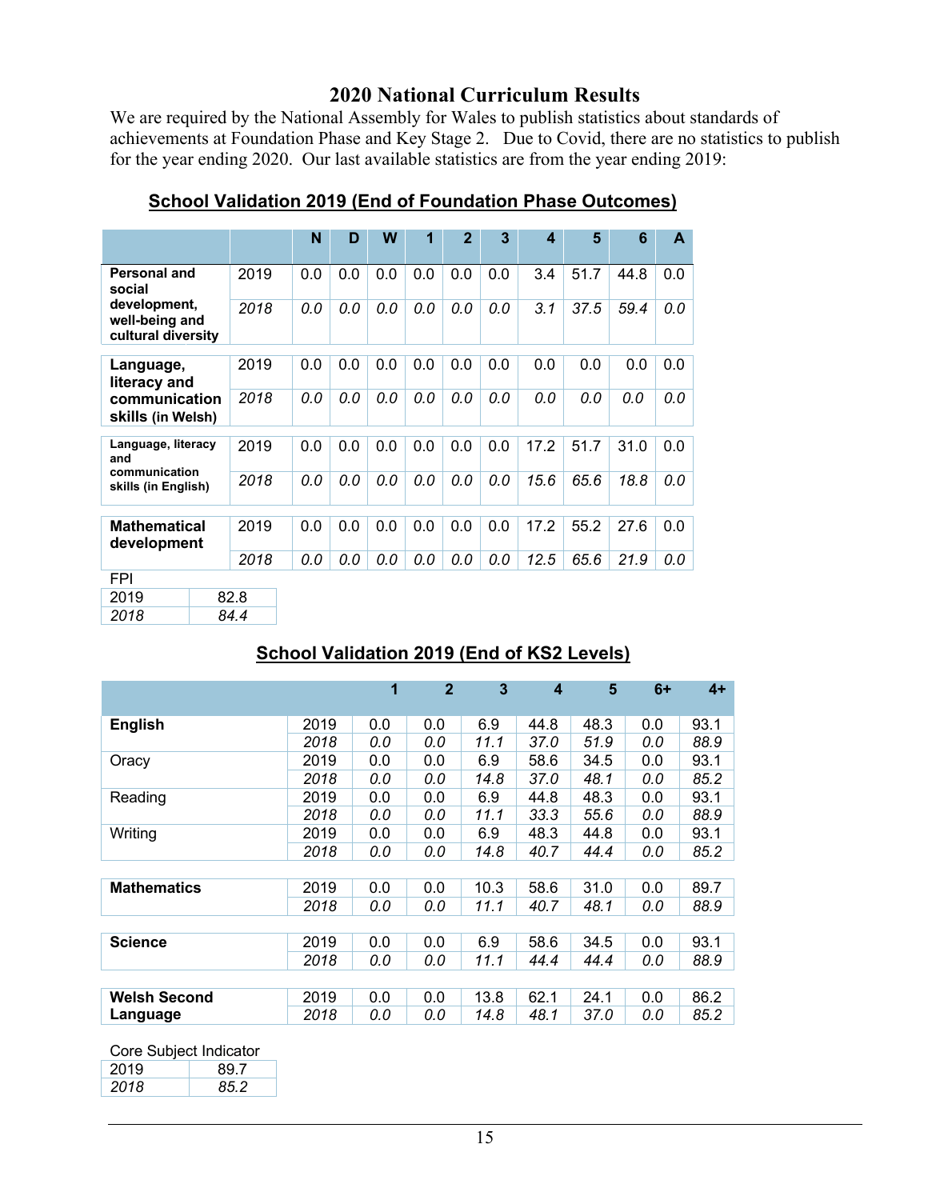## 2020 National Curriculum Results

We are required by the National Assembly for Wales to publish statistics about standards of achievements at Foundation Phase and Key Stage 2. Due to Covid, there are no statistics to publish for the year ending 2020. Our last available statistics are from the year ending 2019:

### School Validation 2019 (End of Foundation Phase Outcomes)

| | | N | D | W | 1 | 2 | 3 | 4 | 5 | 6 | A |
|---|---|---|---|---|---|---|---|---|---|---|---|
| **Personal and social development, well-being and cultural diversity** | 2019 | 0.0 | 0.0 | 0.0 | 0.0 | 0.0 | 0.0 | 3.4 | 51.7 | 44.8 | 0.0 |
| | *2018* | *0.0* | *0.0* | *0.0* | *0.0* | *0.0* | *0.0* | *3.1* | *37.5* | *59.4* | *0.0* |
| **Language, literacy and communication skills (in Welsh)** | 2019 | 0.0 | 0.0 | 0.0 | 0.0 | 0.0 | 0.0 | 0.0 | 0.0 | 0.0 | 0.0 |
| | *2018* | *0.0* | *0.0* | *0.0* | *0.0* | *0.0* | *0.0* | *0.0* | *0.0* | *0.0* | *0.0* |
| **Language, literacy and communication skills (in English)** | 2019 | 0.0 | 0.0 | 0.0 | 0.0 | 0.0 | 0.0 | 17.2 | 51.7 | 31.0 | 0.0 |
| | *2018* | *0.0* | *0.0* | *0.0* | *0.0* | *0.0* | *0.0* | *15.6* | *65.6* | *18.8* | *0.0* |
| **Mathematical development** | 2019 | 0.0 | 0.0 | 0.0 | 0.0 | 0.0 | 0.0 | 17.2 | 55.2 | 27.6 | 0.0 |
| | *2018* | *0.0* | *0.0* | *0.0* | *0.0* | *0.0* | *0.0* | *12.5* | *65.6* | *21.9* | *0.0* |

FPI

| | |
|---|---|
| 2019 | 82.8 |
| *2018* | *84.4* |

### School Validation 2019 (End of KS2 Levels)

| | | 1 | 2 | 3 | 4 | 5 | 6+ | 4+ |
|---|---|---|---|---|---|---|---|---|
| **English** | 2019 | 0.0 | 0.0 | 6.9 | 44.8 | 48.3 | 0.0 | 93.1 |
| | *2018* | *0.0* | *0.0* | *11.1* | *37.0* | *51.9* | *0.0* | *88.9* |
| Oracy | 2019 | 0.0 | 0.0 | 6.9 | 58.6 | 34.5 | 0.0 | 93.1 |
| | *2018* | *0.0* | *0.0* | *14.8* | *37.0* | *48.1* | *0.0* | *85.2* |
| Reading | 2019 | 0.0 | 0.0 | 6.9 | 44.8 | 48.3 | 0.0 | 93.1 |
| | *2018* | *0.0* | *0.0* | *11.1* | *33.3* | *55.6* | *0.0* | *88.9* |
| Writing | 2019 | 0.0 | 0.0 | 6.9 | 48.3 | 44.8 | 0.0 | 93.1 |
| | *2018* | *0.0* | *0.0* | *14.8* | *40.7* | *44.4* | *0.0* | *85.2* |
| **Mathematics** | 2019 | 0.0 | 0.0 | 10.3 | 58.6 | 31.0 | 0.0 | 89.7 |
| | *2018* | *0.0* | *0.0* | *11.1* | *40.7* | *48.1* | *0.0* | *88.9* |
| **Science** | 2019 | 0.0 | 0.0 | 6.9 | 58.6 | 34.5 | 0.0 | 93.1 |
| | *2018* | *0.0* | *0.0* | *11.1* | *44.4* | *44.4* | *0.0* | *88.9* |
| **Welsh Second Language** | 2019 | 0.0 | 0.0 | 13.8 | 62.1 | 24.1 | 0.0 | 86.2 |
| | *2018* | *0.0* | *0.0* | *14.8* | *48.1* | *37.0* | *0.0* | *85.2* |

Core Subject Indicator

| | |
|---|---|
| 2019 | 89.7 |
| *2018* | *85.2* |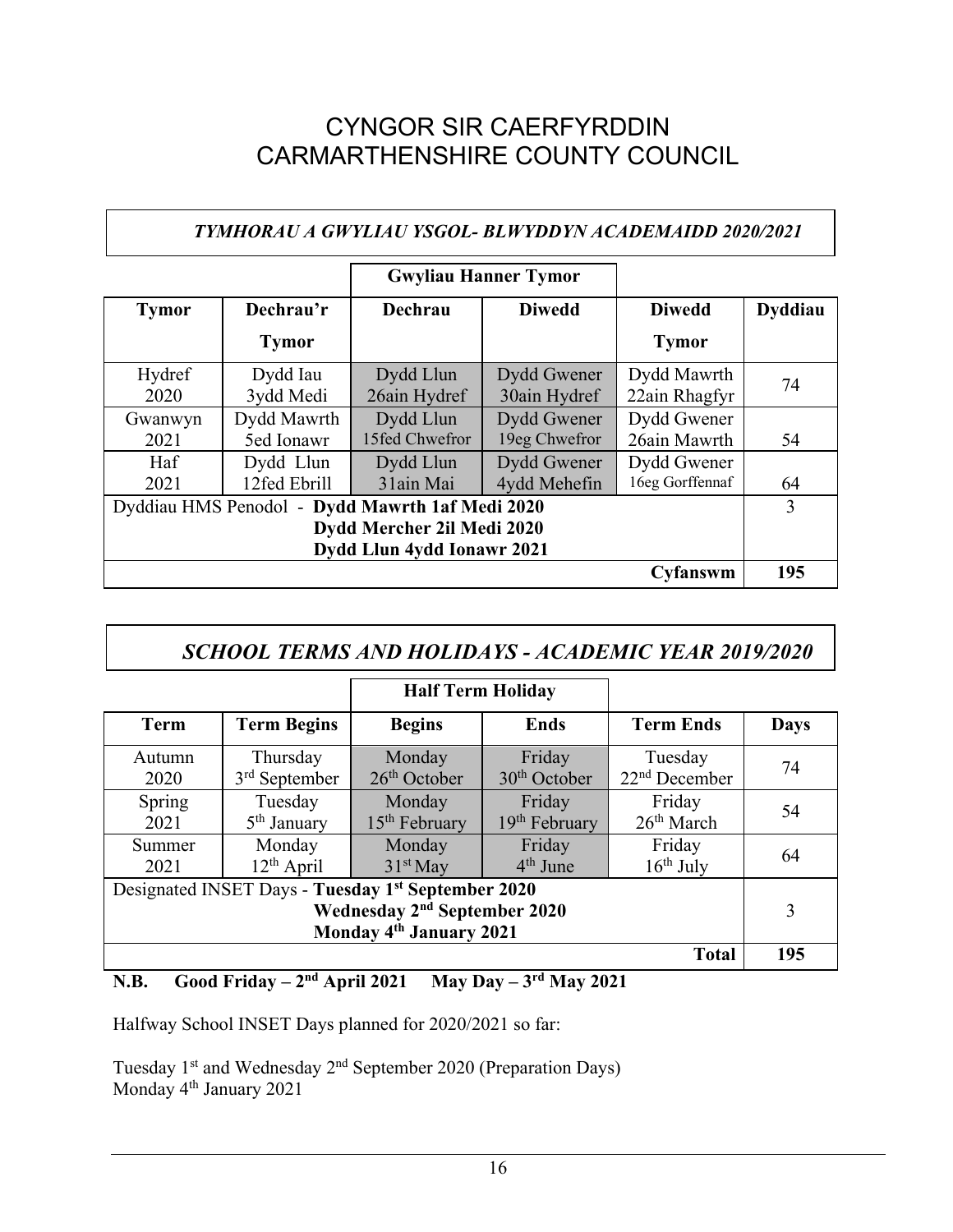# CYNGOR SIR CAERFYRDDIN
# CARMARTHENSHIRE COUNTY COUNCIL

***TYMHORAU A GWYLIAU YSGOL- BLWYDDYN ACADEMAIDD 2020/2021***

| | | Gwyliau Hanner Tymor | | | |
|---|---|---|---|---|---|
| **Tymor** | **Dechrau'r Tymor** | **Dechrau** | **Diwedd** | **Diwedd Tymor** | **Dyddiau** |
| Hydref 2020 | Dydd Iau 3ydd Medi | Dydd Llun 26ain Hydref | Dydd Gwener 30ain Hydref | Dydd Mawrth 22ain Rhagfyr | 74 |
| Gwanwyn 2021 | Dydd Mawrth 5ed Ionawr | Dydd Llun 15fed Chwefror | Dydd Gwener 19eg Chwefror | Dydd Gwener 26ain Mawrth | 54 |
| Haf 2021 | Dydd Llun 12fed Ebrill | Dydd Llun 31ain Mai | Dydd Gwener 4ydd Mehefin | Dydd Gwener 16eg Gorffennaf | 64 |
| Dyddiau HMS Penodol - **Dydd Mawrth 1af Medi 2020** **Dydd Mercher 2il Medi 2020** **Dydd Llun 4ydd Ionawr 2021** | | | | | 3 |
| | | | | **Cyfanswm** | **195** |

***SCHOOL TERMS AND HOLIDAYS - ACADEMIC YEAR 2019/2020***

| | | Half Term Holiday | | | |
|---|---|---|---|---|---|
| **Term** | **Term Begins** | **Begins** | **Ends** | **Term Ends** | **Days** |
| Autumn 2020 | Thursday 3rd September | Monday 26th October | Friday 30th October | Tuesday 22nd December | 74 |
| Spring 2021 | Tuesday 5th January | Monday 15th February | Friday 19th February | Friday 26th March | 54 |
| Summer 2021 | Monday 12th April | Monday 31st May | Friday 4th June | Friday 16th July | 64 |
| Designated INSET Days - **Tuesday 1st September 2020** **Wednesday 2nd September 2020** **Monday 4th January 2021** | | | | | 3 |
| | | | | **Total** | **195** |

**N.B. Good Friday – 2nd April 2021 May Day – 3rd May 2021**

Halfway School INSET Days planned for 2020/2021 so far:

Tuesday 1st and Wednesday 2nd September 2020 (Preparation Days)
Monday 4th January 2021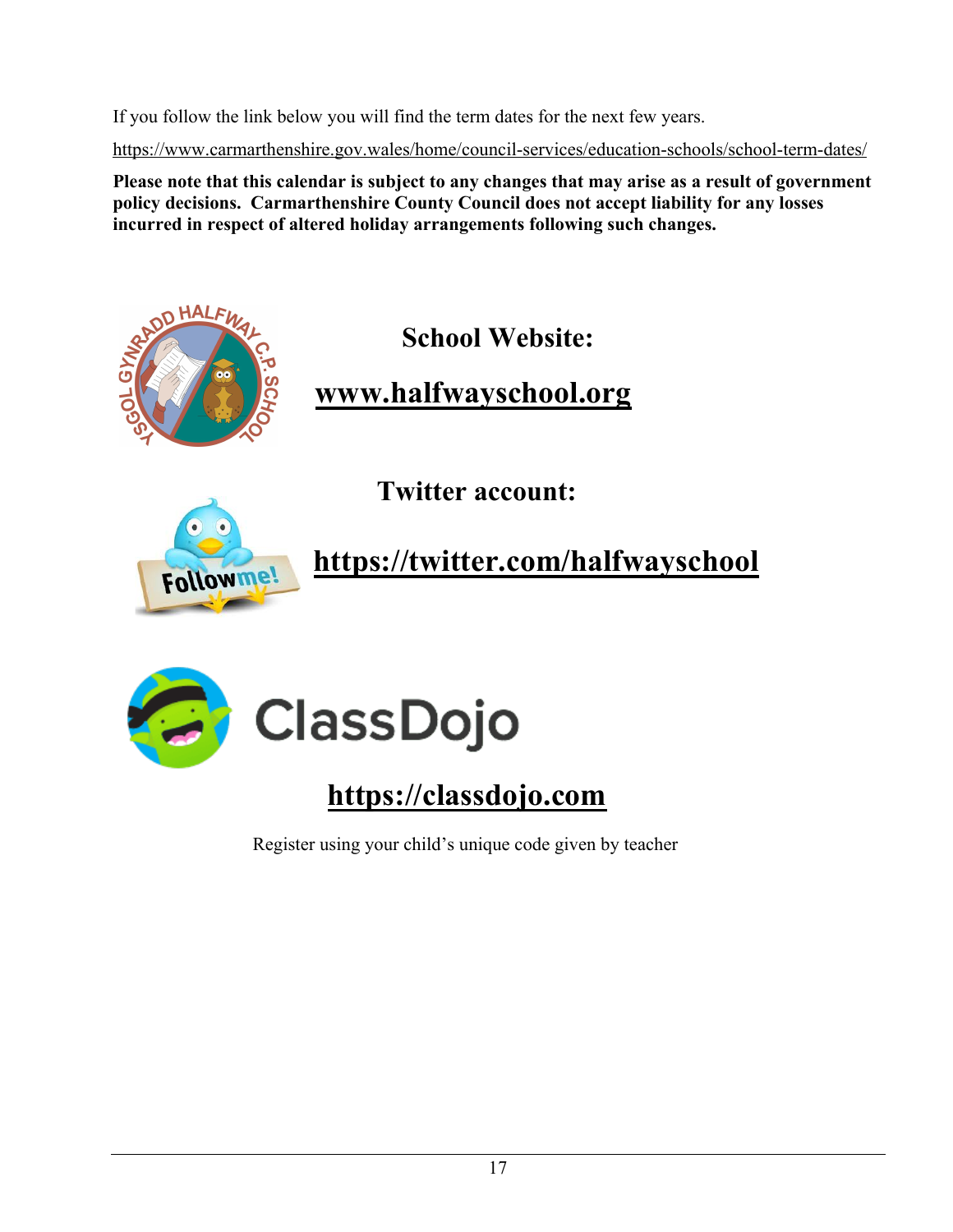If you follow the link below you will find the term dates for the next few years.

https://www.carmarthenshire.gov.wales/home/council-services/education-schools/school-term-dates/

**Please note that this calendar is subject to any changes that may arise as a result of government policy decisions. Carmarthenshire County Council does not accept liability for any losses incurred in respect of altered holiday arrangements following such changes.**

**School Website:**

**www.halfwayschool.org**

**Twitter account:**

**https://twitter.com/halfwayschool**

ClassDojo

**https://classdojo.com**

Register using your child's unique code given by teacher